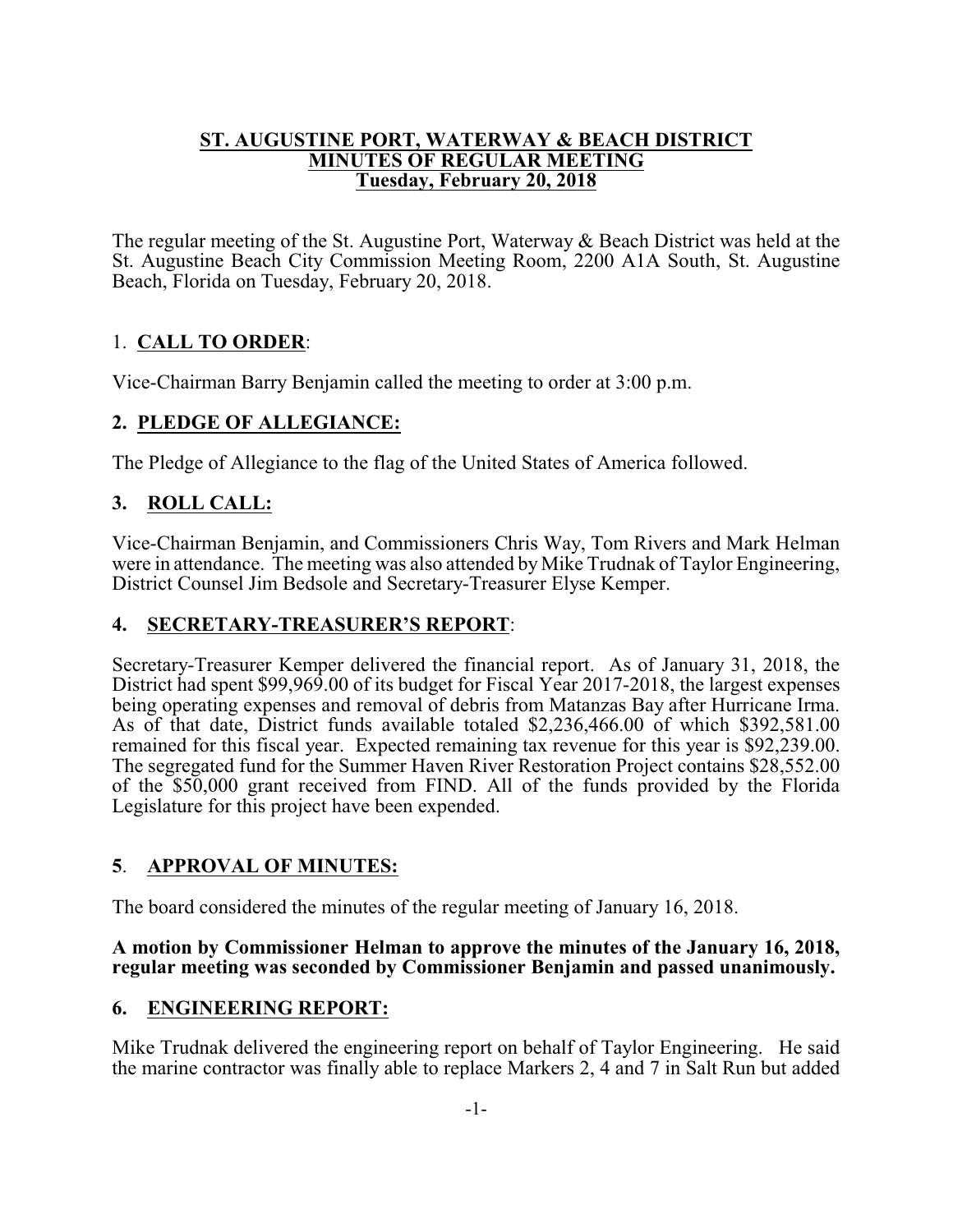# ST. AUGUSTINE PORT, WATERWAY & BEACH DISTRICT
## MINUTES OF REGULAR MEETING
### Tuesday, February 20, 2018

The regular meeting of the St. Augustine Port, Waterway & Beach District was held at the St. Augustine Beach City Commission Meeting Room, 2200 A1A South, St. Augustine Beach, Florida on Tuesday, February 20, 2018.

## 1. CALL TO ORDER:

Vice-Chairman Barry Benjamin called the meeting to order at 3:00 p.m.

## 2. PLEDGE OF ALLEGIANCE:

The Pledge of Allegiance to the flag of the United States of America followed.

## 3. ROLL CALL:

Vice-Chairman Benjamin, and Commissioners Chris Way, Tom Rivers and Mark Helman were in attendance. The meeting was also attended by Mike Trudnak of Taylor Engineering, District Counsel Jim Bedsole and Secretary-Treasurer Elyse Kemper.

## 4. SECRETARY-TREASURER'S REPORT:

Secretary-Treasurer Kemper delivered the financial report. As of January 31, 2018, the District had spent $99,969.00 of its budget for Fiscal Year 2017-2018, the largest expenses being operating expenses and removal of debris from Matanzas Bay after Hurricane Irma. As of that date, District funds available totaled $2,236,466.00 of which $392,581.00 remained for this fiscal year. Expected remaining tax revenue for this year is $92,239.00. The segregated fund for the Summer Haven River Restoration Project contains $28,552.00 of the $50,000 grant received from FIND. All of the funds provided by the Florida Legislature for this project have been expended.

## 5. APPROVAL OF MINUTES:

The board considered the minutes of the regular meeting of January 16, 2018.

**A motion by Commissioner Helman to approve the minutes of the January 16, 2018, regular meeting was seconded by Commissioner Benjamin and passed unanimously.**

## 6. ENGINEERING REPORT:

Mike Trudnak delivered the engineering report on behalf of Taylor Engineering. He said the marine contractor was finally able to replace Markers 2, 4 and 7 in Salt Run but added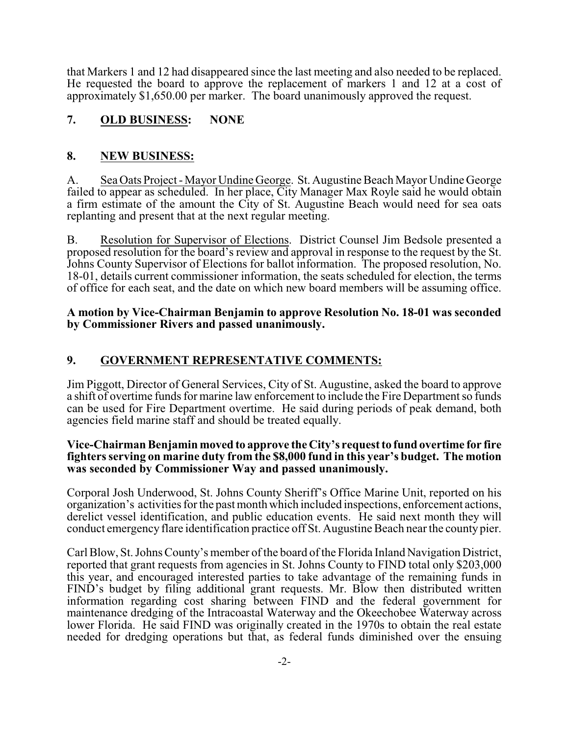that Markers 1 and 12 had disappeared since the last meeting and also needed to be replaced. He requested the board to approve the replacement of markers 1 and 12 at a cost of approximately $1,650.00 per marker. The board unanimously approved the request.

## 7. OLD BUSINESS: NONE

## 8. NEW BUSINESS:

A. Sea Oats Project - Mayor Undine George. St. Augustine Beach Mayor Undine George failed to appear as scheduled. In her place, City Manager Max Royle said he would obtain a firm estimate of the amount the City of St. Augustine Beach would need for sea oats replanting and present that at the next regular meeting.

B. Resolution for Supervisor of Elections. District Counsel Jim Bedsole presented a proposed resolution for the board's review and approval in response to the request by the St. Johns County Supervisor of Elections for ballot information. The proposed resolution, No. 18-01, details current commissioner information, the seats scheduled for election, the terms of office for each seat, and the date on which new board members will be assuming office.

**A motion by Vice-Chairman Benjamin to approve Resolution No. 18-01 was seconded by Commissioner Rivers and passed unanimously.**

## 9. GOVERNMENT REPRESENTATIVE COMMENTS:

Jim Piggott, Director of General Services, City of St. Augustine, asked the board to approve a shift of overtime funds for marine law enforcement to include the Fire Department so funds can be used for Fire Department overtime. He said during periods of peak demand, both agencies field marine staff and should be treated equally.

**Vice-Chairman Benjamin moved to approve the City's request to fund overtime for fire fighters serving on marine duty from the $8,000 fund in this year's budget. The motion was seconded by Commissioner Way and passed unanimously.**

Corporal Josh Underwood, St. Johns County Sheriff's Office Marine Unit, reported on his organization's activities for the past month which included inspections, enforcement actions, derelict vessel identification, and public education events. He said next month they will conduct emergency flare identification practice off St. Augustine Beach near the county pier.

Carl Blow, St. Johns County's member of the board of the Florida Inland Navigation District, reported that grant requests from agencies in St. Johns County to FIND total only $203,000 this year, and encouraged interested parties to take advantage of the remaining funds in FIND's budget by filing additional grant requests. Mr. Blow then distributed written information regarding cost sharing between FIND and the federal government for maintenance dredging of the Intracoastal Waterway and the Okeechobee Waterway across lower Florida. He said FIND was originally created in the 1970s to obtain the real estate needed for dredging operations but that, as federal funds diminished over the ensuing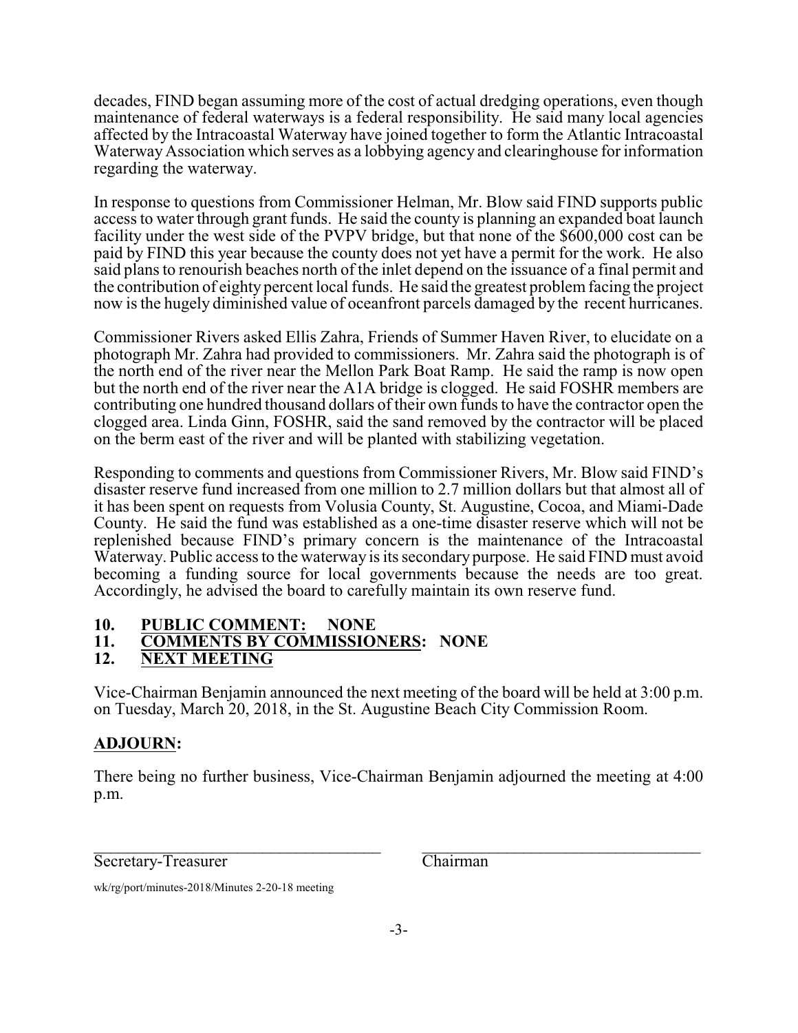decades, FIND began assuming more of the cost of actual dredging operations, even though maintenance of federal waterways is a federal responsibility. He said many local agencies affected by the Intracoastal Waterway have joined together to form the Atlantic Intracoastal Waterway Association which serves as a lobbying agency and clearinghouse for information regarding the waterway.

In response to questions from Commissioner Helman, Mr. Blow said FIND supports public access to water through grant funds. He said the county is planning an expanded boat launch facility under the west side of the PVPV bridge, but that none of the $600,000 cost can be paid by FIND this year because the county does not yet have a permit for the work. He also said plans to renourish beaches north of the inlet depend on the issuance of a final permit and the contribution of eighty percent local funds. He said the greatest problem facing the project now is the hugely diminished value of oceanfront parcels damaged by the recent hurricanes.

Commissioner Rivers asked Ellis Zahra, Friends of Summer Haven River, to elucidate on a photograph Mr. Zahra had provided to commissioners. Mr. Zahra said the photograph is of the north end of the river near the Mellon Park Boat Ramp. He said the ramp is now open but the north end of the river near the A1A bridge is clogged. He said FOSHR members are contributing one hundred thousand dollars of their own funds to have the contractor open the clogged area. Linda Ginn, FOSHR, said the sand removed by the contractor will be placed on the berm east of the river and will be planted with stabilizing vegetation.

Responding to comments and questions from Commissioner Rivers, Mr. Blow said FIND's disaster reserve fund increased from one million to 2.7 million dollars but that almost all of it has been spent on requests from Volusia County, St. Augustine, Cocoa, and Miami-Dade County. He said the fund was established as a one-time disaster reserve which will not be replenished because FIND's primary concern is the maintenance of the Intracoastal Waterway. Public access to the waterway is its secondary purpose. He said FIND must avoid becoming a funding source for local governments because the needs are too great. Accordingly, he advised the board to carefully maintain its own reserve fund.

**10. <u>PUBLIC COMMENT:</u> NONE**

**11. <u>COMMENTS BY COMMISSIONERS</u>: NONE**

**12. <u>NEXT MEETING</u>**

Vice-Chairman Benjamin announced the next meeting of the board will be held at 3:00 p.m. on Tuesday, March 20, 2018, in the St. Augustine Beach City Commission Room.

**<u>ADJOURN</u>:**

There being no further business, Vice-Chairman Benjamin adjourned the meeting at 4:00 p.m.

\_\_\_\_\_\_\_\_\_\_\_\_\_\_\_\_\_\_\_\_\_\_\_\_\_\_\_\_\_\_\_\_\_\_ \_\_\_\_\_\_\_\_\_\_\_\_\_\_\_\_\_\_\_\_\_\_\_\_\_\_\_\_\_\_\_\_\_\_

Secretary-Treasurer Chairman

wk/rg/port/minutes-2018/Minutes 2-20-18 meeting